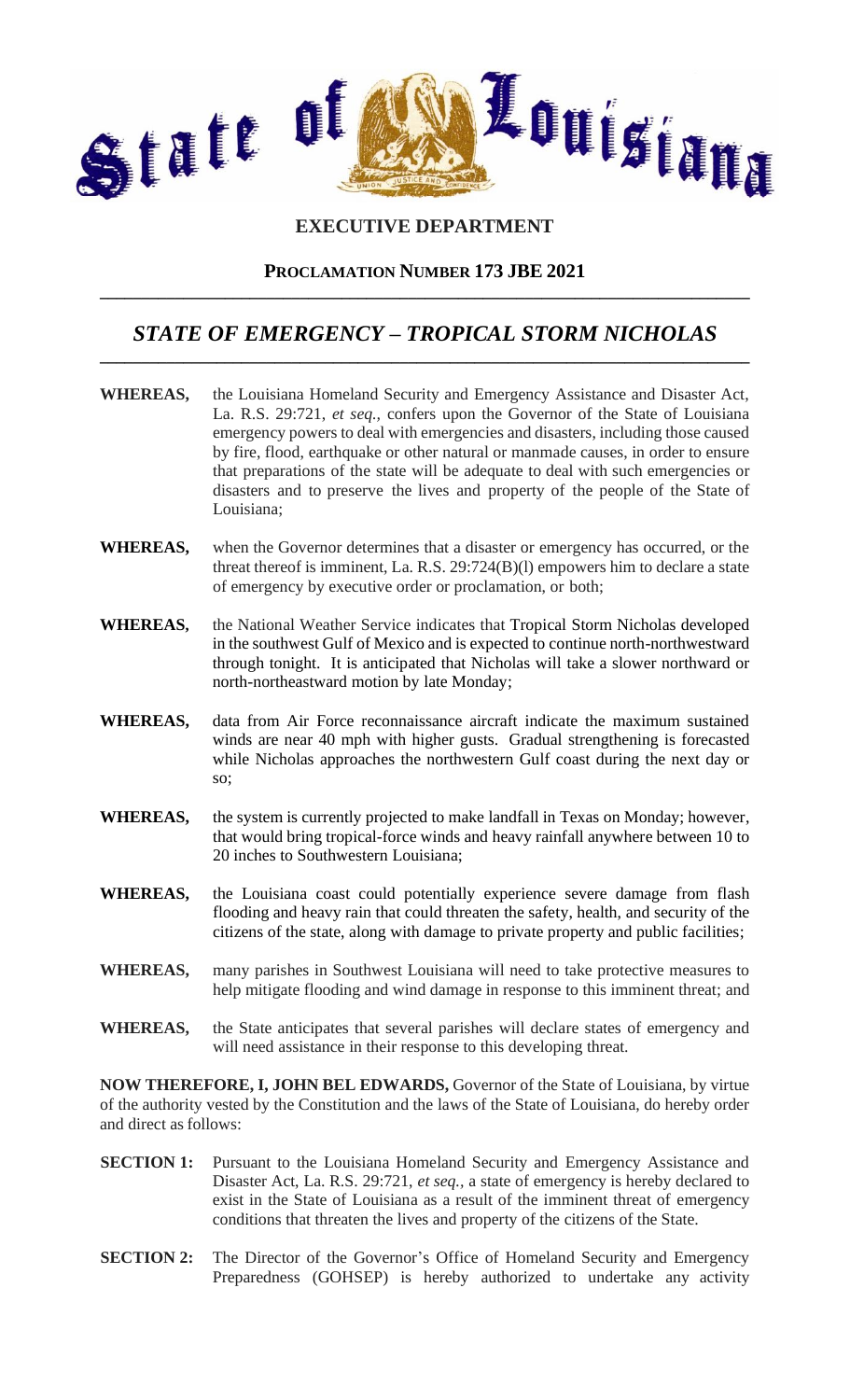# State of Louisiana

## EXECUTIVE DEPARTMENT

### PROCLAMATION NUMBER 173 JBE 2021

## *STATE OF EMERGENCY – TROPICAL STORM NICHOLAS*

**WHEREAS,** the Louisiana Homeland Security and Emergency Assistance and Disaster Act, La. R.S. 29:721, *et seq.*, confers upon the Governor of the State of Louisiana emergency powers to deal with emergencies and disasters, including those caused by fire, flood, earthquake or other natural or manmade causes, in order to ensure that preparations of the state will be adequate to deal with such emergencies or disasters and to preserve the lives and property of the people of the State of Louisiana;

**WHEREAS,** when the Governor determines that a disaster or emergency has occurred, or the threat thereof is imminent, La. R.S. 29:724(B)(l) empowers him to declare a state of emergency by executive order or proclamation, or both;

**WHEREAS,** the National Weather Service indicates that Tropical Storm Nicholas developed in the southwest Gulf of Mexico and is expected to continue north-northwestward through tonight. It is anticipated that Nicholas will take a slower northward or north-northeastward motion by late Monday;

**WHEREAS,** data from Air Force reconnaissance aircraft indicate the maximum sustained winds are near 40 mph with higher gusts. Gradual strengthening is forecasted while Nicholas approaches the northwestern Gulf coast during the next day or so;

**WHEREAS,** the system is currently projected to make landfall in Texas on Monday; however, that would bring tropical-force winds and heavy rainfall anywhere between 10 to 20 inches to Southwestern Louisiana;

**WHEREAS,** the Louisiana coast could potentially experience severe damage from flash flooding and heavy rain that could threaten the safety, health, and security of the citizens of the state, along with damage to private property and public facilities;

**WHEREAS,** many parishes in Southwest Louisiana will need to take protective measures to help mitigate flooding and wind damage in response to this imminent threat; and

**WHEREAS,** the State anticipates that several parishes will declare states of emergency and will need assistance in their response to this developing threat.

**NOW THEREFORE, I, JOHN BEL EDWARDS,** Governor of the State of Louisiana, by virtue of the authority vested by the Constitution and the laws of the State of Louisiana, do hereby order and direct as follows:

**SECTION 1:** Pursuant to the Louisiana Homeland Security and Emergency Assistance and Disaster Act, La. R.S. 29:721, *et seq.*, a state of emergency is hereby declared to exist in the State of Louisiana as a result of the imminent threat of emergency conditions that threaten the lives and property of the citizens of the State.

**SECTION 2:** The Director of the Governor's Office of Homeland Security and Emergency Preparedness (GOHSEP) is hereby authorized to undertake any activity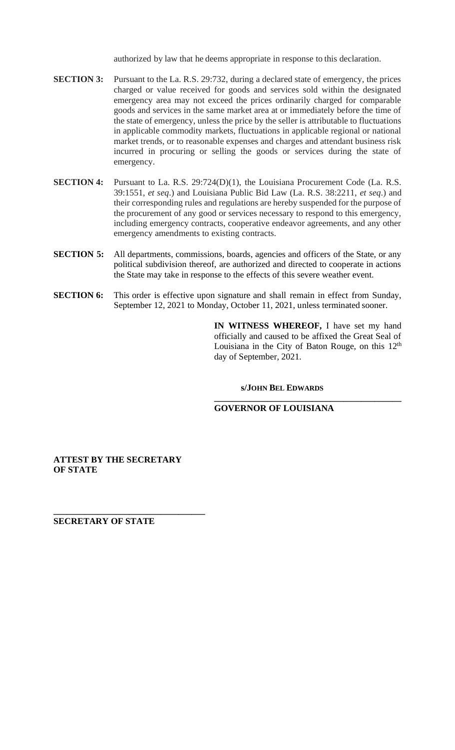authorized by law that he deems appropriate in response to this declaration.

**SECTION 3:** Pursuant to the La. R.S. 29:732, during a declared state of emergency, the prices charged or value received for goods and services sold within the designated emergency area may not exceed the prices ordinarily charged for comparable goods and services in the same market area at or immediately before the time of the state of emergency, unless the price by the seller is attributable to fluctuations in applicable commodity markets, fluctuations in applicable regional or national market trends, or to reasonable expenses and charges and attendant business risk incurred in procuring or selling the goods or services during the state of emergency.

**SECTION 4:** Pursuant to La. R.S. 29:724(D)(1), the Louisiana Procurement Code (La. R.S. 39:1551, *et seq*.) and Louisiana Public Bid Law (La. R.S. 38:2211, *et seq*.) and their corresponding rules and regulations are hereby suspended for the purpose of the procurement of any good or services necessary to respond to this emergency, including emergency contracts, cooperative endeavor agreements, and any other emergency amendments to existing contracts.

**SECTION 5:** All departments, commissions, boards, agencies and officers of the State, or any political subdivision thereof, are authorized and directed to cooperate in actions the State may take in response to the effects of this severe weather event.

**SECTION 6:** This order is effective upon signature and shall remain in effect from Sunday, September 12, 2021 to Monday, October 11, 2021, unless terminated sooner.

**IN WITNESS WHEREOF,** I have set my hand officially and caused to be affixed the Great Seal of Louisiana in the City of Baton Rouge, on this 12th day of September, 2021.

**s/JOHN BEL EDWARDS**

**GOVERNOR OF LOUISIANA**

**ATTEST BY THE SECRETARY OF STATE**

**SECRETARY OF STATE**